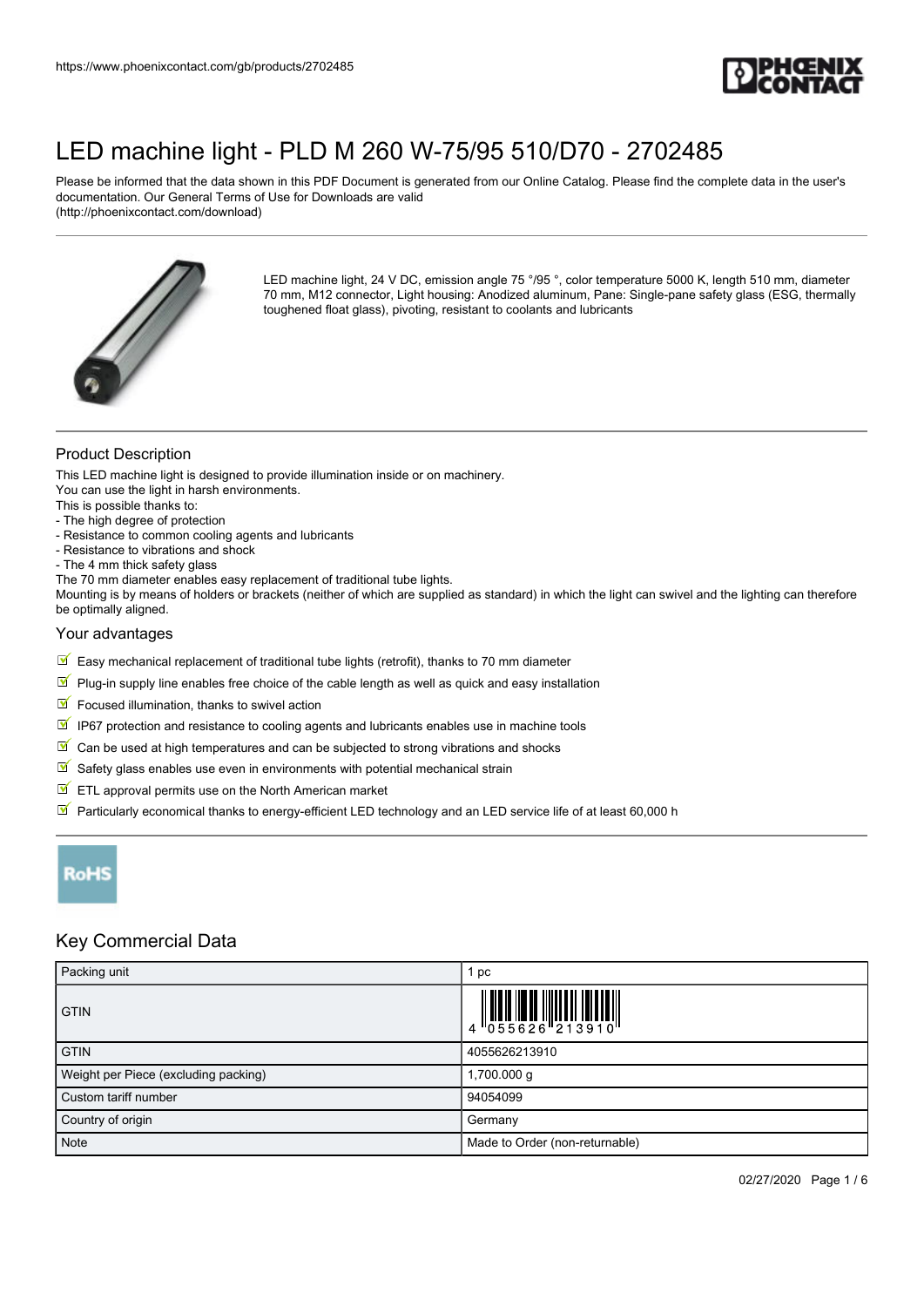# LED machine light - PLD M 260 W-75/95 510/D70 - 2702485

Please be informed that the data shown in this PDF Document is generated from our Online Catalog. Please find the complete data in the user's documentation. Our General Terms of Use for Downloads are valid (http://phoenixcontact.com/download)

LED machine light, 24 V DC, emission angle 75 °/95 °, color temperature 5000 K, length 510 mm, diameter 70 mm, M12 connector, Light housing: Anodized aluminum, Pane: Single-pane safety glass (ESG, thermally toughened float glass), pivoting, resistant to coolants and lubricants

## Product Description

This LED machine light is designed to provide illumination inside or on machinery.
You can use the light in harsh environments.
This is possible thanks to:
- The high degree of protection
- Resistance to common cooling agents and lubricants
- Resistance to vibrations and shock
- The 4 mm thick safety glass

The 70 mm diameter enables easy replacement of traditional tube lights.
Mounting is by means of holders or brackets (neither of which are supplied as standard) in which the light can swivel and the lighting can therefore be optimally aligned.

## Your advantages

- Easy mechanical replacement of traditional tube lights (retrofit), thanks to 70 mm diameter
- Plug-in supply line enables free choice of the cable length as well as quick and easy installation
- Focused illumination, thanks to swivel action
- IP67 protection and resistance to cooling agents and lubricants enables use in machine tools
- Can be used at high temperatures and can be subjected to strong vibrations and shocks
- Safety glass enables use even in environments with potential mechanical strain
- ETL approval permits use on the North American market
- Particularly economical thanks to energy-efficient LED technology and an LED service life of at least 60,000 h

RoHS

## Key Commercial Data

| | |
|---|---|
| Packing unit | 1 pc |
| GTIN | 4 055626 213910 |
| GTIN | 4055626213910 |
| Weight per Piece (excluding packing) | 1,700.000 g |
| Custom tariff number | 94054099 |
| Country of origin | Germany |
| Note | Made to Order (non-returnable) |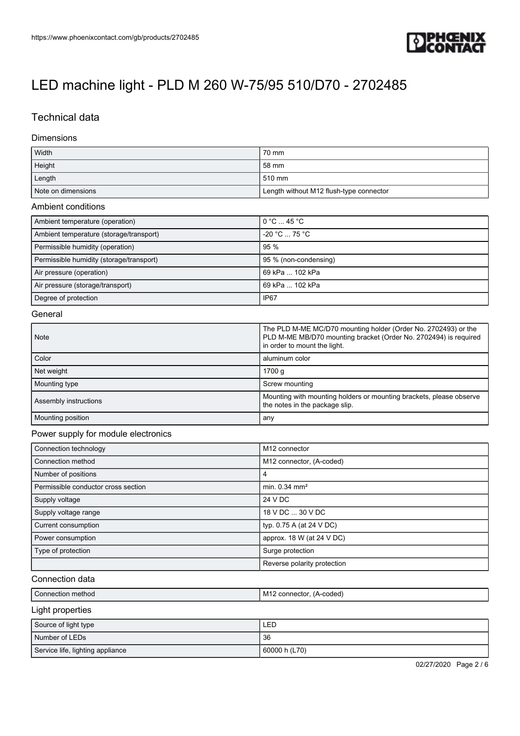# LED machine light - PLD M 260 W-75/95 510/D70 - 2702485

## Technical data

### Dimensions

| | |
|---|---|
| Width | 70 mm |
| Height | 58 mm |
| Length | 510 mm |
| Note on dimensions | Length without M12 flush-type connector |

### Ambient conditions

| | |
|---|---|
| Ambient temperature (operation) | 0 °C ... 45 °C |
| Ambient temperature (storage/transport) | -20 °C ... 75 °C |
| Permissible humidity (operation) | 95 % |
| Permissible humidity (storage/transport) | 95 % (non-condensing) |
| Air pressure (operation) | 69 kPa ... 102 kPa |
| Air pressure (storage/transport) | 69 kPa ... 102 kPa |
| Degree of protection | IP67 |

### General

| | |
|---|---|
| Note | The PLD M-ME MC/D70 mounting holder (Order No. 2702493) or the PLD M-ME MB/D70 mounting bracket (Order No. 2702494) is required in order to mount the light. |
| Color | aluminum color |
| Net weight | 1700 g |
| Mounting type | Screw mounting |
| Assembly instructions | Mounting with mounting holders or mounting brackets, please observe the notes in the package slip. |
| Mounting position | any |

### Power supply for module electronics

| | |
|---|---|
| Connection technology | M12 connector |
| Connection method | M12 connector, (A-coded) |
| Number of positions | 4 |
| Permissible conductor cross section | min. 0.34 mm² |
| Supply voltage | 24 V DC |
| Supply voltage range | 18 V DC ... 30 V DC |
| Current consumption | typ. 0.75 A (at 24 V DC) |
| Power consumption | approx. 18 W (at 24 V DC) |
| Type of protection | Surge protection |
| | Reverse polarity protection |

### Connection data

| | |
|---|---|
| Connection method | M12 connector, (A-coded) |

### Light properties

| | |
|---|---|
| Source of light type | LED |
| Number of LEDs | 36 |
| Service life, lighting appliance | 60000 h (L70) |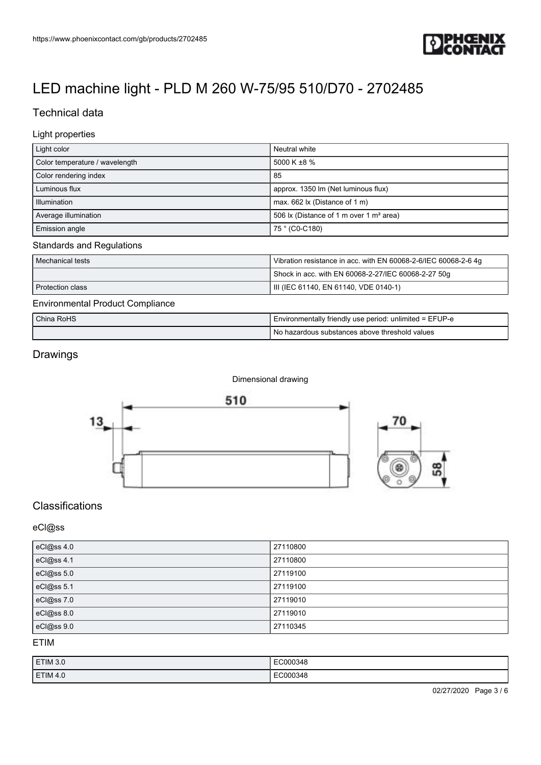# LED machine light - PLD M 260 W-75/95 510/D70 - 2702485

## Technical data

### Light properties

| Light color | Neutral white |
|---|---|
| Color temperature / wavelength | 5000 K ±8 % |
| Color rendering index | 85 |
| Luminous flux | approx. 1350 lm (Net luminous flux) |
| Illumination | max. 662 lx (Distance of 1 m) |
| Average illumination | 506 lx (Distance of 1 m over 1 m² area) |
| Emission angle | 75 ° (C0-C180) |

### Standards and Regulations

| Mechanical tests | Vibration resistance in acc. with EN 60068-2-6/IEC 60068-2-6 4g |
|---|---|
| | Shock in acc. with EN 60068-2-27/IEC 60068-2-27 50g |
| Protection class | III (IEC 61140, EN 61140, VDE 0140-1) |

### Environmental Product Compliance

| China RoHS | Environmentally friendly use period: unlimited = EFUP-e |
|---|---|
| | No hazardous substances above threshold values |

## Drawings

Dimensional drawing

## Classifications

### eCl@ss

| eCl@ss 4.0 | 27110800 |
|---|---|
| eCl@ss 4.1 | 27110800 |
| eCl@ss 5.0 | 27119100 |
| eCl@ss 5.1 | 27119100 |
| eCl@ss 7.0 | 27119010 |
| eCl@ss 8.0 | 27119010 |
| eCl@ss 9.0 | 27110345 |

### ETIM

| ETIM 3.0 | EC000348 |
|---|---|
| ETIM 4.0 | EC000348 |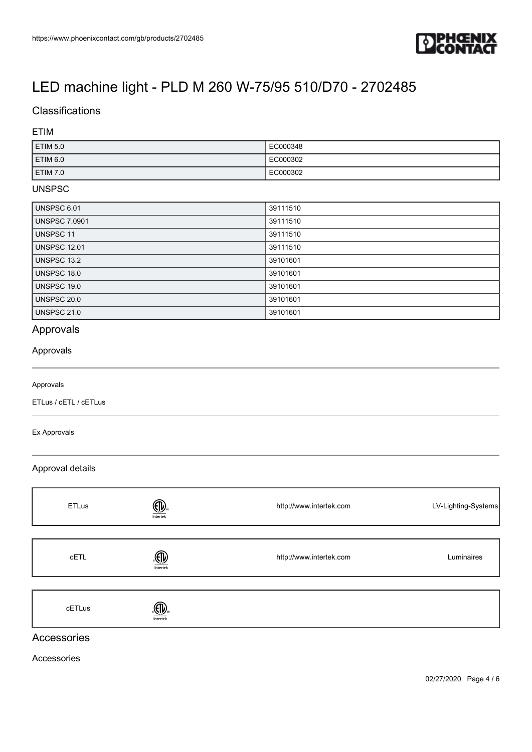# LED machine light - PLD M 260 W-75/95 510/D70 - 2702485

## Classifications

### ETIM

| | |
|---|---|
| ETIM 5.0 | EC000348 |
| ETIM 6.0 | EC000302 |
| ETIM 7.0 | EC000302 |

### UNSPSC

| | |
|---|---|
| UNSPSC 6.01 | 39111510 |
| UNSPSC 7.0901 | 39111510 |
| UNSPSC 11 | 39111510 |
| UNSPSC 12.01 | 39111510 |
| UNSPSC 13.2 | 39101601 |
| UNSPSC 18.0 | 39101601 |
| UNSPSC 19.0 | 39101601 |
| UNSPSC 20.0 | 39101601 |
| UNSPSC 21.0 | 39101601 |

## Approvals

### Approvals

Approvals

ETLus / cETL / cETLus

Ex Approvals

### Approval details

| | | | |
|---|---|---|---|
| ETLus | | http://www.intertek.com | LV-Lighting-Systems |
| cETL | | http://www.intertek.com | Luminaires |
| cETLus | | | |

## Accessories

Accessories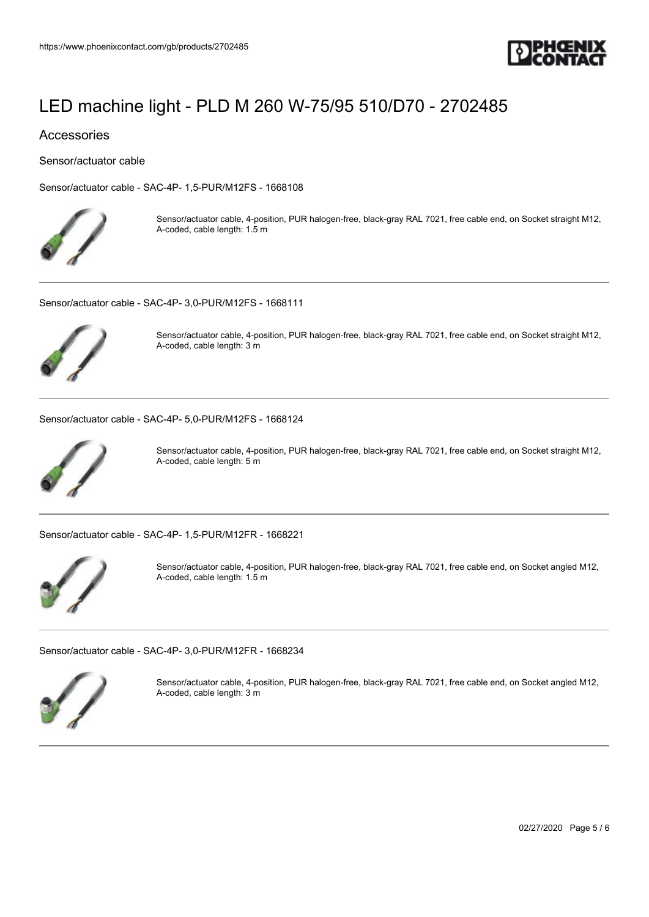# LED machine light - PLD M 260 W-75/95 510/D70 - 2702485

## Accessories

### Sensor/actuator cable

Sensor/actuator cable - SAC-4P- 1,5-PUR/M12FS - 1668108

Sensor/actuator cable, 4-position, PUR halogen-free, black-gray RAL 7021, free cable end, on Socket straight M12, A-coded, cable length: 1.5 m

---

Sensor/actuator cable - SAC-4P- 3,0-PUR/M12FS - 1668111

Sensor/actuator cable, 4-position, PUR halogen-free, black-gray RAL 7021, free cable end, on Socket straight M12, A-coded, cable length: 3 m

---

Sensor/actuator cable - SAC-4P- 5,0-PUR/M12FS - 1668124

Sensor/actuator cable, 4-position, PUR halogen-free, black-gray RAL 7021, free cable end, on Socket straight M12, A-coded, cable length: 5 m

---

Sensor/actuator cable - SAC-4P- 1,5-PUR/M12FR - 1668221

Sensor/actuator cable, 4-position, PUR halogen-free, black-gray RAL 7021, free cable end, on Socket angled M12, A-coded, cable length: 1.5 m

---

Sensor/actuator cable - SAC-4P- 3,0-PUR/M12FR - 1668234

Sensor/actuator cable, 4-position, PUR halogen-free, black-gray RAL 7021, free cable end, on Socket angled M12, A-coded, cable length: 3 m

---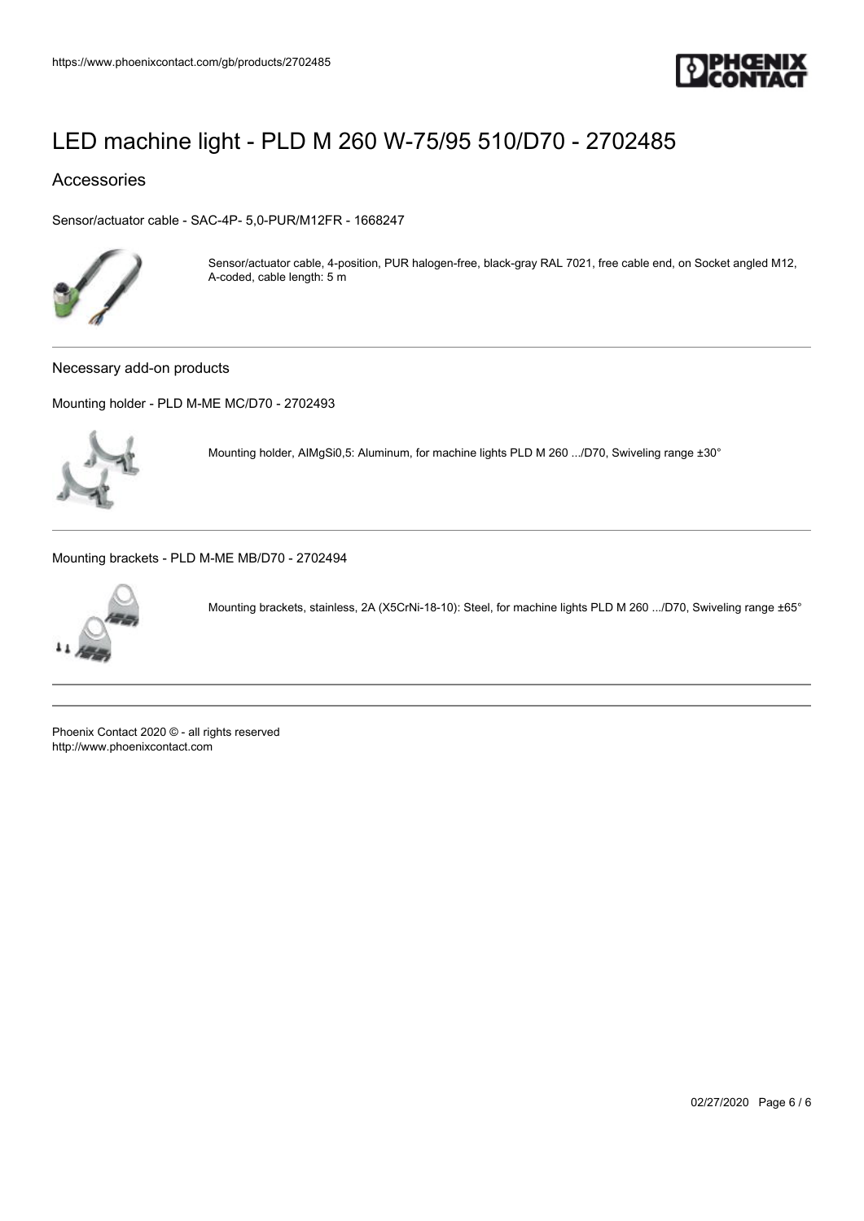# LED machine light - PLD M 260 W-75/95 510/D70 - 2702485

## Accessories

Sensor/actuator cable - SAC-4P- 5,0-PUR/M12FR - 1668247

Sensor/actuator cable, 4-position, PUR halogen-free, black-gray RAL 7021, free cable end, on Socket angled M12, A-coded, cable length: 5 m

---

Necessary add-on products

Mounting holder - PLD M-ME MC/D70 - 2702493

Mounting holder, AlMgSi0,5: Aluminum, for machine lights PLD M 260 .../D70, Swiveling range ±30°

---

Mounting brackets - PLD M-ME MB/D70 - 2702494

Mounting brackets, stainless, 2A (X5CrNi-18-10): Steel, for machine lights PLD M 260 .../D70, Swiveling range ±65°

---

Phoenix Contact 2020 © - all rights reserved
http://www.phoenixcontact.com